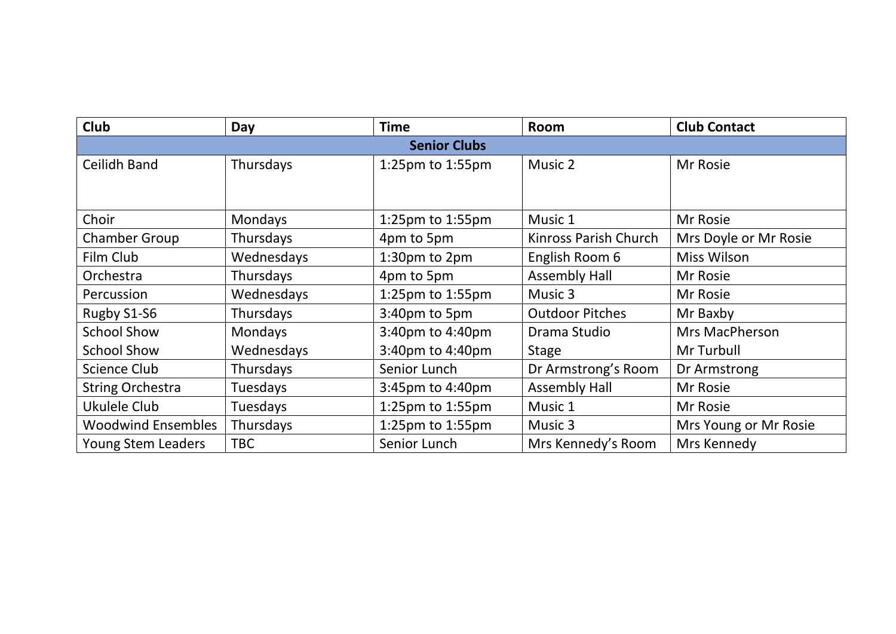| Club | Day | Time | Room | Club Contact |
|---|---|---|---|---|
| **Senior Clubs** | | | | |
| Ceilidh Band | Thursdays | 1:25pm to 1:55pm | Music 2 | Mr Rosie |
| Choir | Mondays | 1:25pm to 1:55pm | Music 1 | Mr Rosie |
| Chamber Group | Thursdays | 4pm to 5pm | Kinross Parish Church | Mrs Doyle or Mr Rosie |
| Film Club | Wednesdays | 1:30pm to 2pm | English Room 6 | Miss Wilson |
| Orchestra | Thursdays | 4pm to 5pm | Assembly Hall | Mr Rosie |
| Percussion | Wednesdays | 1:25pm to 1:55pm | Music 3 | Mr Rosie |
| Rugby S1-S6 | Thursdays | 3:40pm to 5pm | Outdoor Pitches | Mr Baxby |
| School Show<br>School Show | Mondays<br>Wednesdays | 3:40pm to 4:40pm<br>3:40pm to 4:40pm | Drama Studio<br>Stage | Mrs MacPherson<br>Mr Turbull |
| Science Club | Thursdays | Senior Lunch | Dr Armstrong's Room | Dr Armstrong |
| String Orchestra | Tuesdays | 3:45pm to 4:40pm | Assembly Hall | Mr Rosie |
| Ukulele Club | Tuesdays | 1:25pm to 1:55pm | Music 1 | Mr Rosie |
| Woodwind Ensembles | Thursdays | 1:25pm to 1:55pm | Music 3 | Mrs Young or Mr Rosie |
| Young Stem Leaders | TBC | Senior Lunch | Mrs Kennedy's Room | Mrs Kennedy |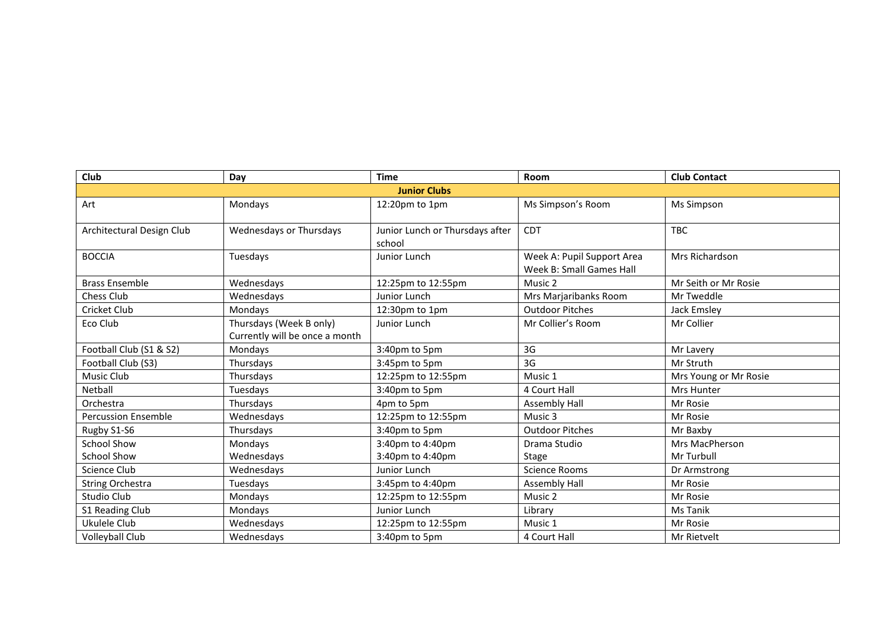| Club | Day | Time | Room | Club Contact |
|---|---|---|---|---|
| **Junior Clubs** | | | | |
| Art | Mondays | 12:20pm to 1pm | Ms Simpson's Room | Ms Simpson |
| Architectural Design Club | Wednesdays or Thursdays | Junior Lunch or Thursdays after school | CDT | TBC |
| BOCCIA | Tuesdays | Junior Lunch | Week A: Pupil Support Area<br>Week B: Small Games Hall | Mrs Richardson |
| Brass Ensemble | Wednesdays | 12:25pm to 12:55pm | Music 2 | Mr Seith or Mr Rosie |
| Chess Club | Wednesdays | Junior Lunch | Mrs Marjaribanks Room | Mr Tweddle |
| Cricket Club | Mondays | 12:30pm to 1pm | Outdoor Pitches | Jack Emsley |
| Eco Club | Thursdays (Week B only)<br>Currently will be once a month | Junior Lunch | Mr Collier's Room | Mr Collier |
| Football Club (S1 & S2) | Mondays | 3:40pm to 5pm | 3G | Mr Lavery |
| Football Club (S3) | Thursdays | 3:45pm to 5pm | 3G | Mr Struth |
| Music Club | Thursdays | 12:25pm to 12:55pm | Music 1 | Mrs Young or Mr Rosie |
| Netball | Tuesdays | 3:40pm to 5pm | 4 Court Hall | Mrs Hunter |
| Orchestra | Thursdays | 4pm to 5pm | Assembly Hall | Mr Rosie |
| Percussion Ensemble | Wednesdays | 12:25pm to 12:55pm | Music 3 | Mr Rosie |
| Rugby S1-S6 | Thursdays | 3:40pm to 5pm | Outdoor Pitches | Mr Baxby |
| School Show<br>School Show | Mondays<br>Wednesdays | 3:40pm to 4:40pm<br>3:40pm to 4:40pm | Drama Studio<br>Stage | Mrs MacPherson<br>Mr Turbull |
| Science Club | Wednesdays | Junior Lunch | Science Rooms | Dr Armstrong |
| String Orchestra | Tuesdays | 3:45pm to 4:40pm | Assembly Hall | Mr Rosie |
| Studio Club | Mondays | 12:25pm to 12:55pm | Music 2 | Mr Rosie |
| S1 Reading Club | Mondays | Junior Lunch | Library | Ms Tanik |
| Ukulele Club | Wednesdays | 12:25pm to 12:55pm | Music 1 | Mr Rosie |
| Volleyball Club | Wednesdays | 3:40pm to 5pm | 4 Court Hall | Mr Rietvelt |